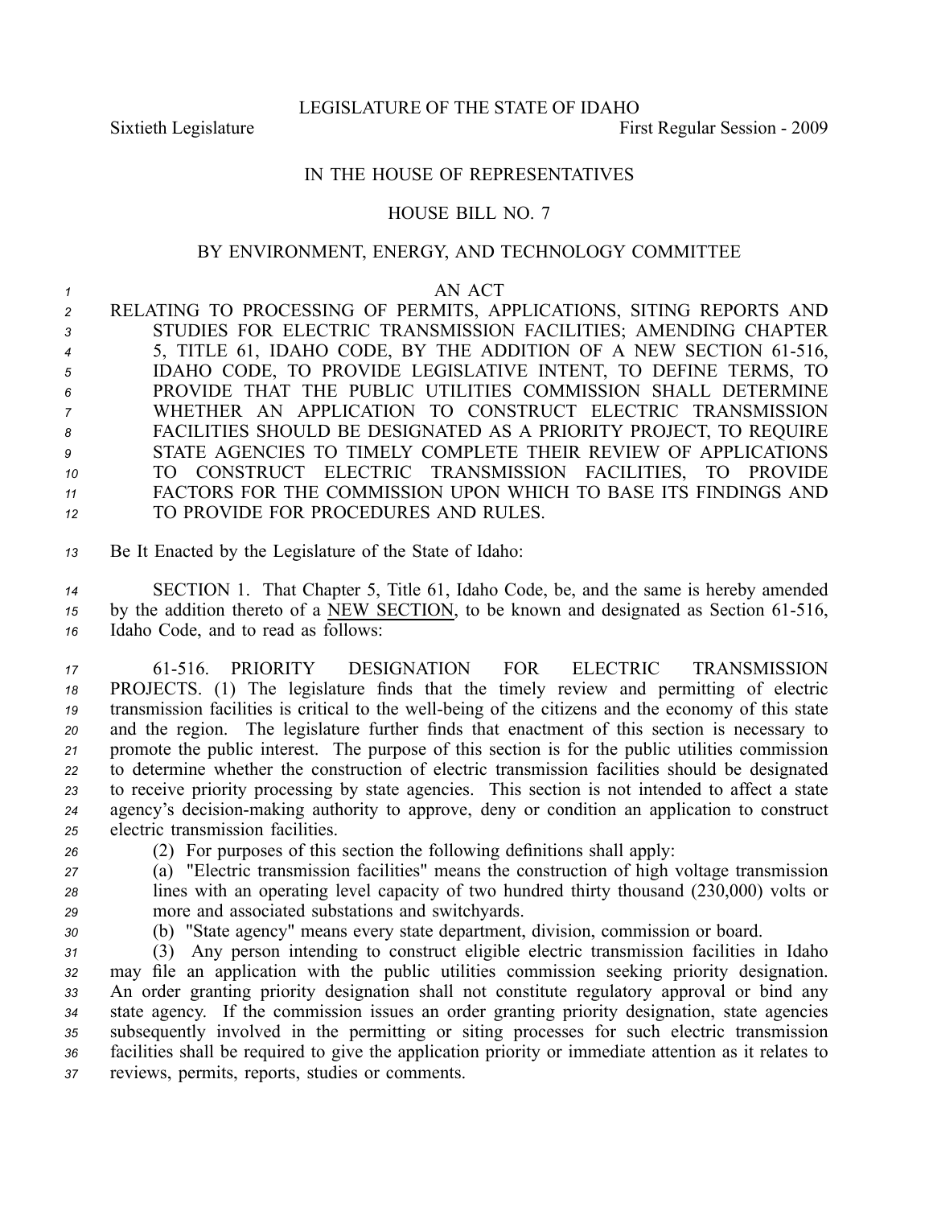LEGISLATURE OF THE STATE OF IDAHO

Sixtieth Legislature First Regular Session - 2009

IN THE HOUSE OF REPRESENTATIVES

HOUSE BILL NO. 7

BY ENVIRONMENT, ENERGY, AND TECHNOLOGY COMMITTEE

AN ACT

RELATING TO PROCESSING OF PERMITS, APPLICATIONS, SITING REPORTS AND STUDIES FOR ELECTRIC TRANSMISSION FACILITIES; AMENDING CHAPTER 5, TITLE 61, IDAHO CODE, BY THE ADDITION OF A NEW SECTION 61-516, IDAHO CODE, TO PROVIDE LEGISLATIVE INTENT, TO DEFINE TERMS, TO PROVIDE THAT THE PUBLIC UTILITIES COMMISSION SHALL DETERMINE WHETHER AN APPLICATION TO CONSTRUCT ELECTRIC TRANSMISSION FACILITIES SHOULD BE DESIGNATED AS A PRIORITY PROJECT, TO REQUIRE STATE AGENCIES TO TIMELY COMPLETE THEIR REVIEW OF APPLICATIONS TO CONSTRUCT ELECTRIC TRANSMISSION FACILITIES, TO PROVIDE FACTORS FOR THE COMMISSION UPON WHICH TO BASE ITS FINDINGS AND TO PROVIDE FOR PROCEDURES AND RULES.

Be It Enacted by the Legislature of the State of Idaho:

SECTION 1. That Chapter 5, Title 61, Idaho Code, be, and the same is hereby amended by the addition thereto of a NEW SECTION, to be known and designated as Section 61-516, Idaho Code, and to read as follows:

61-516. PRIORITY DESIGNATION FOR ELECTRIC TRANSMISSION PROJECTS. (1) The legislature finds that the timely review and permitting of electric transmission facilities is critical to the well-being of the citizens and the economy of this state and the region. The legislature further finds that enactment of this section is necessary to promote the public interest. The purpose of this section is for the public utilities commission to determine whether the construction of electric transmission facilities should be designated to receive priority processing by state agencies. This section is not intended to affect a state agency's decision-making authority to approve, deny or condition an application to construct electric transmission facilities.

(2) For purposes of this section the following definitions shall apply:

(a) "Electric transmission facilities" means the construction of high voltage transmission lines with an operating level capacity of two hundred thirty thousand (230,000) volts or more and associated substations and switchyards.

(b) "State agency" means every state department, division, commission or board.

(3) Any person intending to construct eligible electric transmission facilities in Idaho may file an application with the public utilities commission seeking priority designation. An order granting priority designation shall not constitute regulatory approval or bind any state agency. If the commission issues an order granting priority designation, state agencies subsequently involved in the permitting or siting processes for such electric transmission facilities shall be required to give the application priority or immediate attention as it relates to reviews, permits, reports, studies or comments.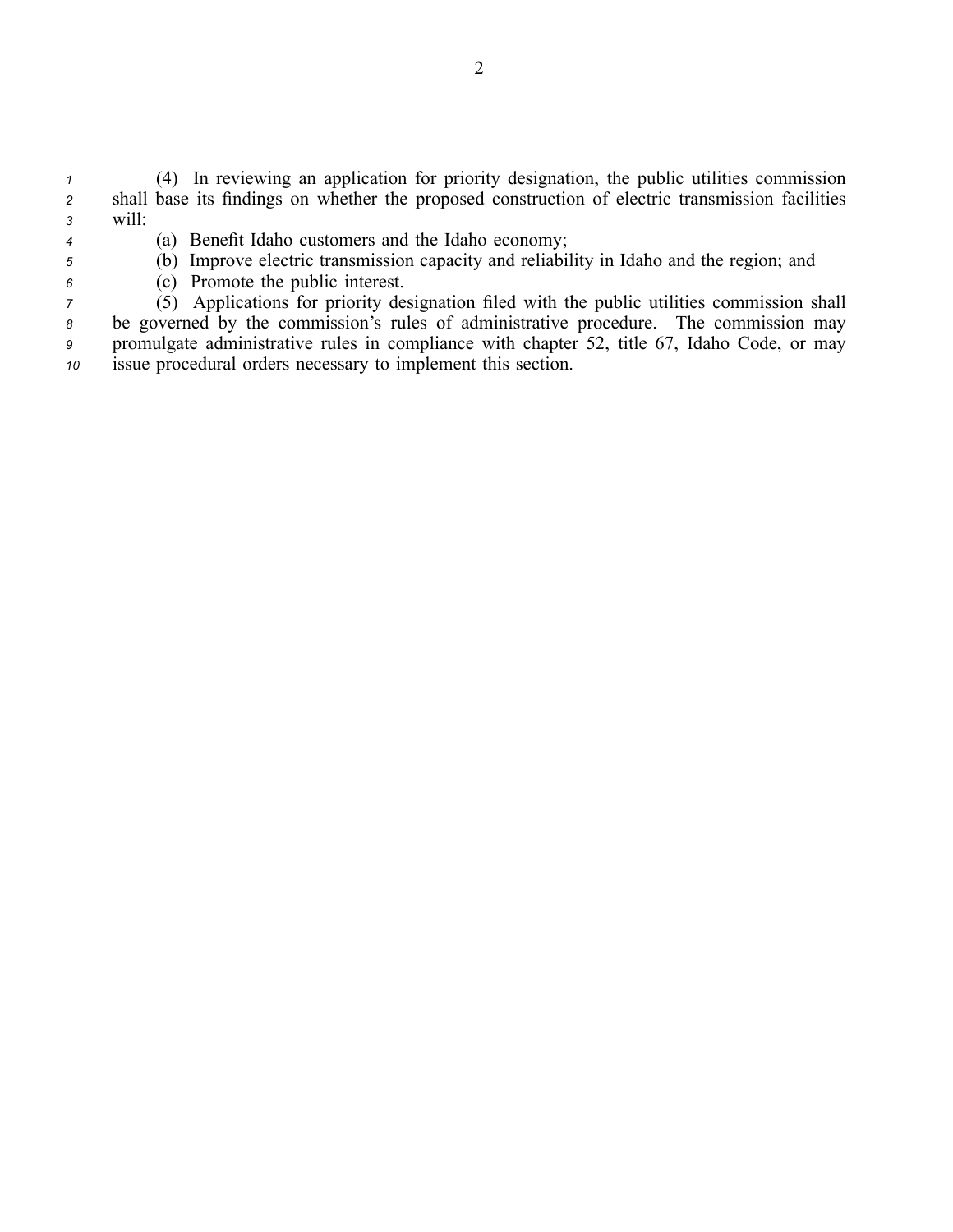(4) In reviewing an application for priority designation, the public utilities commission shall base its findings on whether the proposed construction of electric transmission facilities will:

(a) Benefit Idaho customers and the Idaho economy;

(b) Improve electric transmission capacity and reliability in Idaho and the region; and

(c) Promote the public interest.

(5) Applications for priority designation filed with the public utilities commission shall be governed by the commission's rules of administrative procedure. The commission may promulgate administrative rules in compliance with chapter 52, title 67, Idaho Code, or may issue procedural orders necessary to implement this section.